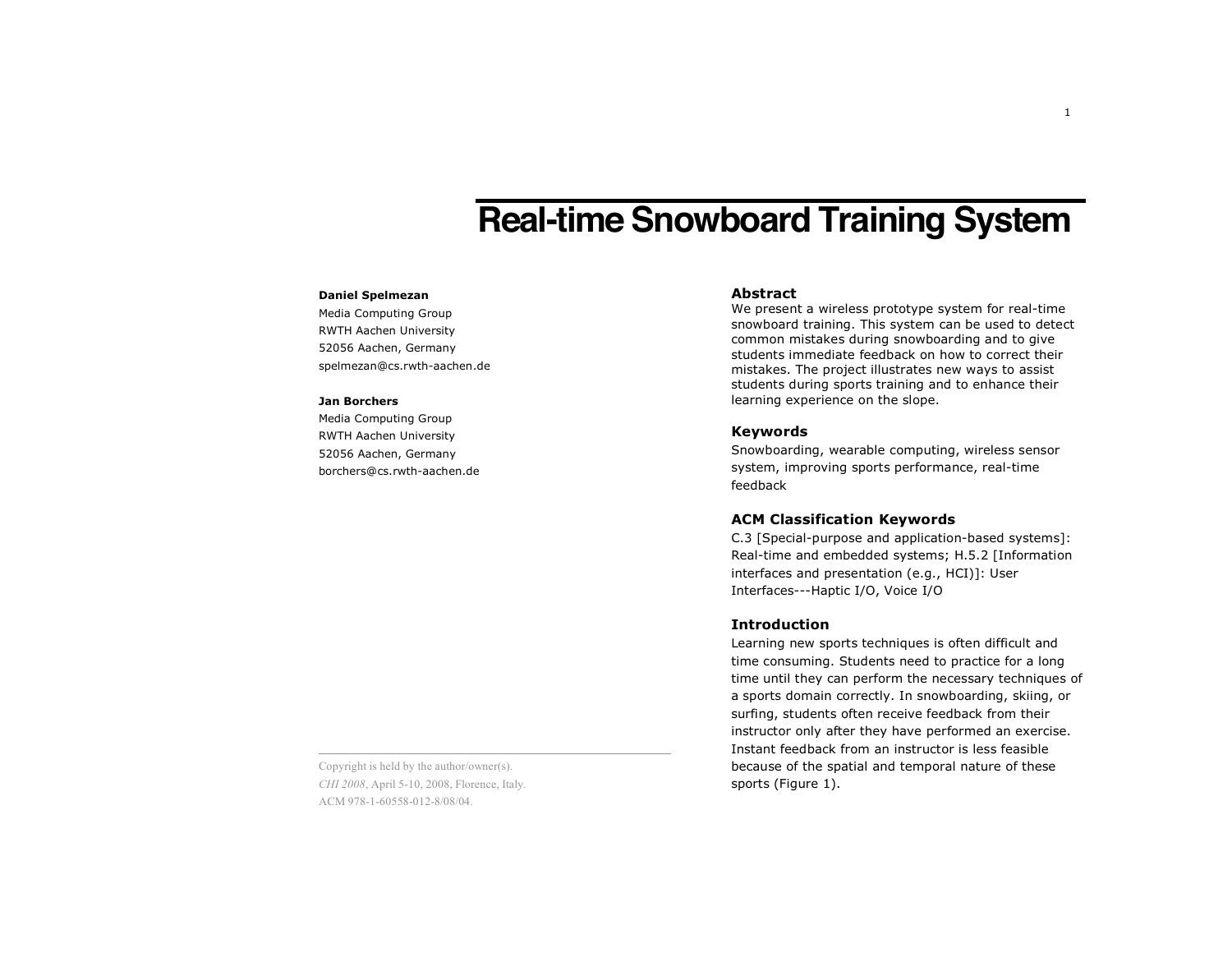# Real-time Snowboard Training System

**Daniel Spelmezan**
Media Computing Group
RWTH Aachen University
52056 Aachen, Germany
spelmezan@cs.rwth-aachen.de

**Jan Borchers**
Media Computing Group
RWTH Aachen University
52056 Aachen, Germany
borchers@cs.rwth-aachen.de

Copyright is held by the author/owner(s).
*CHI 2008*, April 5-10, 2008, Florence, Italy.
ACM 978-1-60558-012-8/08/04.

## Abstract

We present a wireless prototype system for real-time snowboard training. This system can be used to detect common mistakes during snowboarding and to give students immediate feedback on how to correct their mistakes. The project illustrates new ways to assist students during sports training and to enhance their learning experience on the slope.

## Keywords

Snowboarding, wearable computing, wireless sensor system, improving sports performance, real-time feedback

## ACM Classification Keywords

C.3 [Special-purpose and application-based systems]: Real-time and embedded systems; H.5.2 [Information interfaces and presentation (e.g., HCI)]: User Interfaces---Haptic I/O, Voice I/O

## Introduction

Learning new sports techniques is often difficult and time consuming. Students need to practice for a long time until they can perform the necessary techniques of a sports domain correctly. In snowboarding, skiing, or surfing, students often receive feedback from their instructor only after they have performed an exercise. Instant feedback from an instructor is less feasible because of the spatial and temporal nature of these sports (Figure 1).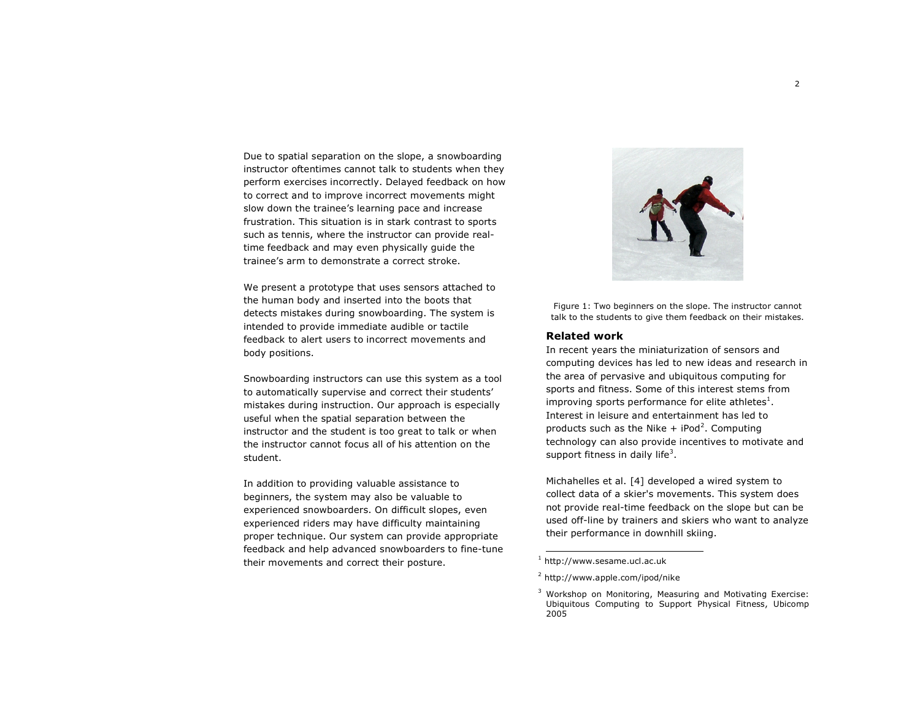Due to spatial separation on the slope, a snowboarding instructor oftentimes cannot talk to students when they perform exercises incorrectly. Delayed feedback on how to correct and to improve incorrect movements might slow down the trainee's learning pace and increase frustration. This situation is in stark contrast to sports such as tennis, where the instructor can provide real-time feedback and may even physically guide the trainee's arm to demonstrate a correct stroke.

We present a prototype that uses sensors attached to the human body and inserted into the boots that detects mistakes during snowboarding. The system is intended to provide immediate audible or tactile feedback to alert users to incorrect movements and body positions.

Snowboarding instructors can use this system as a tool to automatically supervise and correct their students' mistakes during instruction. Our approach is especially useful when the spatial separation between the instructor and the student is too great to talk or when the instructor cannot focus all of his attention on the student.

In addition to providing valuable assistance to beginners, the system may also be valuable to experienced snowboarders. On difficult slopes, even experienced riders may have difficulty maintaining proper technique. Our system can provide appropriate feedback and help advanced snowboarders to fine-tune their movements and correct their posture.

Figure 1: Two beginners on the slope. The instructor cannot talk to the students to give them feedback on their mistakes.

## Related work

In recent years the miniaturization of sensors and computing devices has led to new ideas and research in the area of pervasive and ubiquitous computing for sports and fitness. Some of this interest stems from improving sports performance for elite athletes[1]. Interest in leisure and entertainment has led to products such as the Nike + iPod[2]. Computing technology can also provide incentives to motivate and support fitness in daily life[3].

Michahelles et al. [4] developed a wired system to collect data of a skier's movements. This system does not provide real-time feedback on the slope but can be used off-line by trainers and skiers who want to analyze their performance in downhill skiing.

---

[1] http://www.sesame.ucl.ac.uk

[2] http://www.apple.com/ipod/nike

[3] Workshop on Monitoring, Measuring and Motivating Exercise: Ubiquitous Computing to Support Physical Fitness, Ubicomp 2005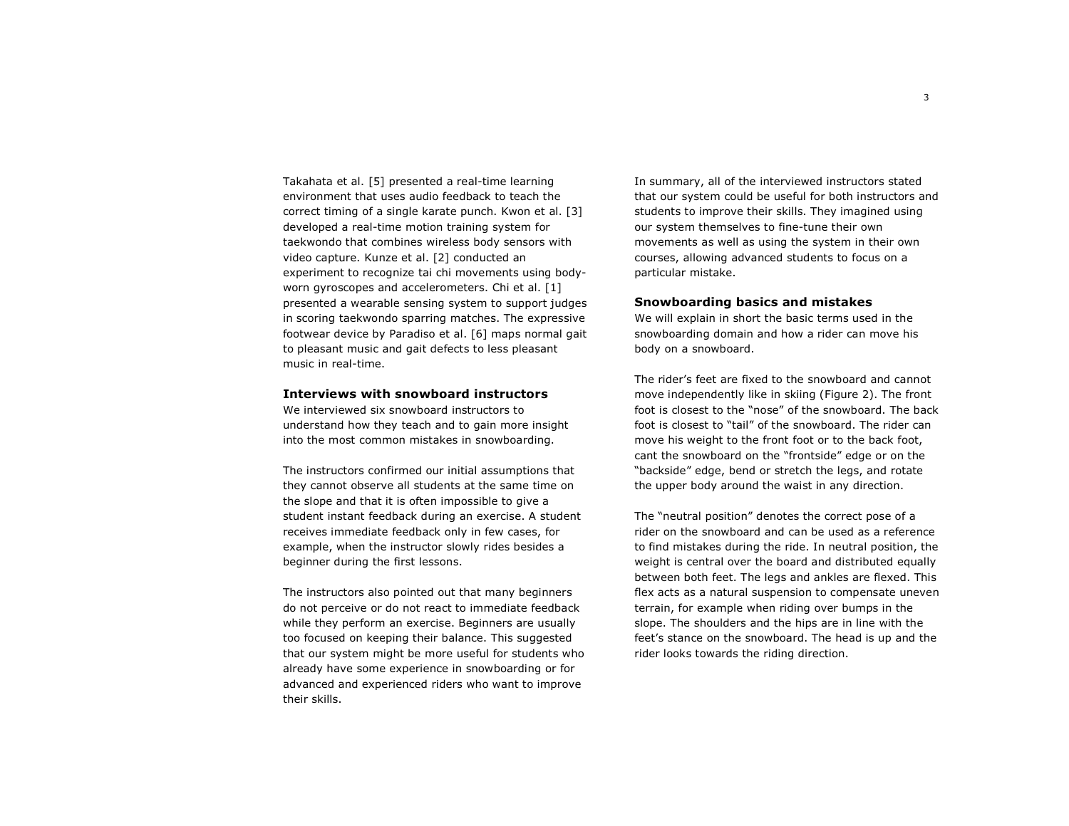Takahata et al. [5] presented a real-time learning environment that uses audio feedback to teach the correct timing of a single karate punch. Kwon et al. [3] developed a real-time motion training system for taekwondo that combines wireless body sensors with video capture. Kunze et al. [2] conducted an experiment to recognize tai chi movements using body-worn gyroscopes and accelerometers. Chi et al. [1] presented a wearable sensing system to support judges in scoring taekwondo sparring matches. The expressive footwear device by Paradiso et al. [6] maps normal gait to pleasant music and gait defects to less pleasant music in real-time.

## Interviews with snowboard instructors

We interviewed six snowboard instructors to understand how they teach and to gain more insight into the most common mistakes in snowboarding.

The instructors confirmed our initial assumptions that they cannot observe all students at the same time on the slope and that it is often impossible to give a student instant feedback during an exercise. A student receives immediate feedback only in few cases, for example, when the instructor slowly rides besides a beginner during the first lessons.

The instructors also pointed out that many beginners do not perceive or do not react to immediate feedback while they perform an exercise. Beginners are usually too focused on keeping their balance. This suggested that our system might be more useful for students who already have some experience in snowboarding or for advanced and experienced riders who want to improve their skills.

In summary, all of the interviewed instructors stated that our system could be useful for both instructors and students to improve their skills. They imagined using our system themselves to fine-tune their own movements as well as using the system in their own courses, allowing advanced students to focus on a particular mistake.

## Snowboarding basics and mistakes

We will explain in short the basic terms used in the snowboarding domain and how a rider can move his body on a snowboard.

The rider's feet are fixed to the snowboard and cannot move independently like in skiing (Figure 2). The front foot is closest to the "nose" of the snowboard. The back foot is closest to "tail" of the snowboard. The rider can move his weight to the front foot or to the back foot, cant the snowboard on the "frontside" edge or on the "backside" edge, bend or stretch the legs, and rotate the upper body around the waist in any direction.

The "neutral position" denotes the correct pose of a rider on the snowboard and can be used as a reference to find mistakes during the ride. In neutral position, the weight is central over the board and distributed equally between both feet. The legs and ankles are flexed. This flex acts as a natural suspension to compensate uneven terrain, for example when riding over bumps in the slope. The shoulders and the hips are in line with the feet's stance on the snowboard. The head is up and the rider looks towards the riding direction.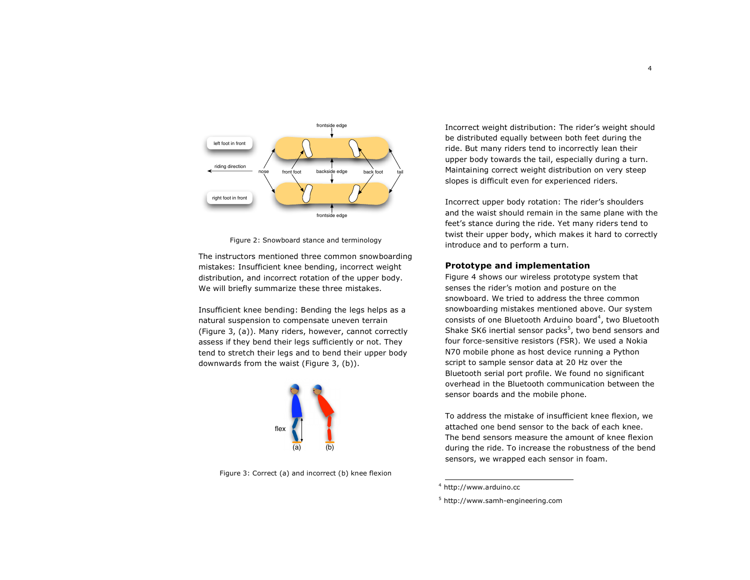Figure 2: Snowboard stance and terminology

The instructors mentioned three common snowboarding mistakes: Insufficient knee bending, incorrect weight distribution, and incorrect rotation of the upper body. We will briefly summarize these three mistakes.

Insufficient knee bending: Bending the legs helps as a natural suspension to compensate uneven terrain (Figure 3, (a)). Many riders, however, cannot correctly assess if they bend their legs sufficiently or not. They tend to stretch their legs and to bend their upper body downwards from the waist (Figure 3, (b)).

Figure 3: Correct (a) and incorrect (b) knee flexion

Incorrect weight distribution: The rider's weight should be distributed equally between both feet during the ride. But many riders tend to incorrectly lean their upper body towards the tail, especially during a turn. Maintaining correct weight distribution on very steep slopes is difficult even for experienced riders.

Incorrect upper body rotation: The rider's shoulders and the waist should remain in the same plane with the feet's stance during the ride. Yet many riders tend to twist their upper body, which makes it hard to correctly introduce and to perform a turn.

## Prototype and implementation

Figure 4 shows our wireless prototype system that senses the rider's motion and posture on the snowboard. We tried to address the three common snowboarding mistakes mentioned above. Our system consists of one Bluetooth Arduino board[4], two Bluetooth Shake SK6 inertial sensor packs[5], two bend sensors and four force-sensitive resistors (FSR). We used a Nokia N70 mobile phone as host device running a Python script to sample sensor data at 20 Hz over the Bluetooth serial port profile. We found no significant overhead in the Bluetooth communication between the sensor boards and the mobile phone.

To address the mistake of insufficient knee flexion, we attached one bend sensor to the back of each knee. The bend sensors measure the amount of knee flexion during the ride. To increase the robustness of the bend sensors, we wrapped each sensor in foam.

---

[4] http://www.arduino.cc

[5] http://www.samh-engineering.com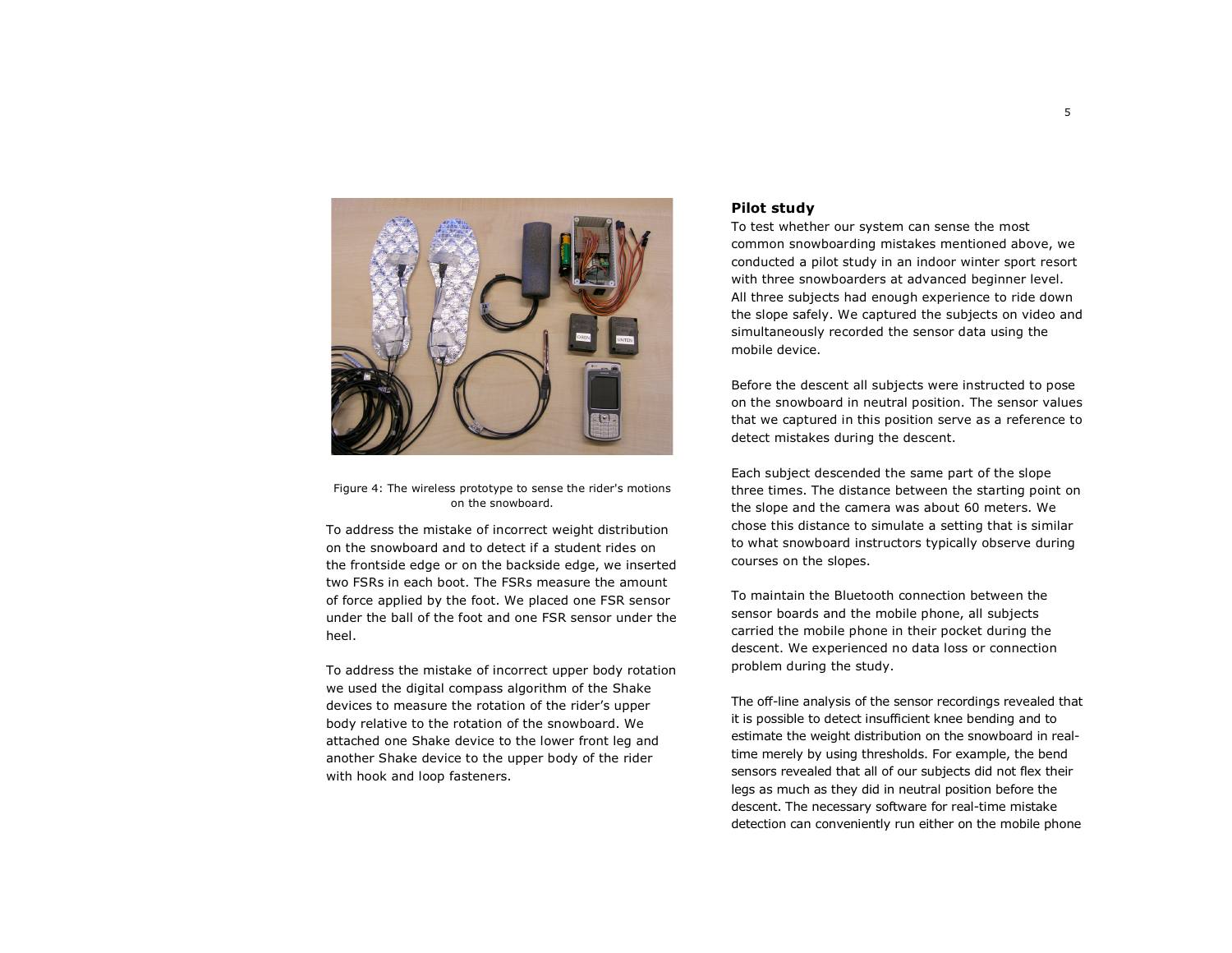Figure 4: The wireless prototype to sense the rider's motions on the snowboard.

To address the mistake of incorrect weight distribution on the snowboard and to detect if a student rides on the frontside edge or on the backside edge, we inserted two FSRs in each boot. The FSRs measure the amount of force applied by the foot. We placed one FSR sensor under the ball of the foot and one FSR sensor under the heel.

To address the mistake of incorrect upper body rotation we used the digital compass algorithm of the Shake devices to measure the rotation of the rider's upper body relative to the rotation of the snowboard. We attached one Shake device to the lower front leg and another Shake device to the upper body of the rider with hook and loop fasteners.

## Pilot study

To test whether our system can sense the most common snowboarding mistakes mentioned above, we conducted a pilot study in an indoor winter sport resort with three snowboarders at advanced beginner level. All three subjects had enough experience to ride down the slope safely. We captured the subjects on video and simultaneously recorded the sensor data using the mobile device.

Before the descent all subjects were instructed to pose on the snowboard in neutral position. The sensor values that we captured in this position serve as a reference to detect mistakes during the descent.

Each subject descended the same part of the slope three times. The distance between the starting point on the slope and the camera was about 60 meters. We chose this distance to simulate a setting that is similar to what snowboard instructors typically observe during courses on the slopes.

To maintain the Bluetooth connection between the sensor boards and the mobile phone, all subjects carried the mobile phone in their pocket during the descent. We experienced no data loss or connection problem during the study.

The off-line analysis of the sensor recordings revealed that it is possible to detect insufficient knee bending and to estimate the weight distribution on the snowboard in real-time merely by using thresholds. For example, the bend sensors revealed that all of our subjects did not flex their legs as much as they did in neutral position before the descent. The necessary software for real-time mistake detection can conveniently run either on the mobile phone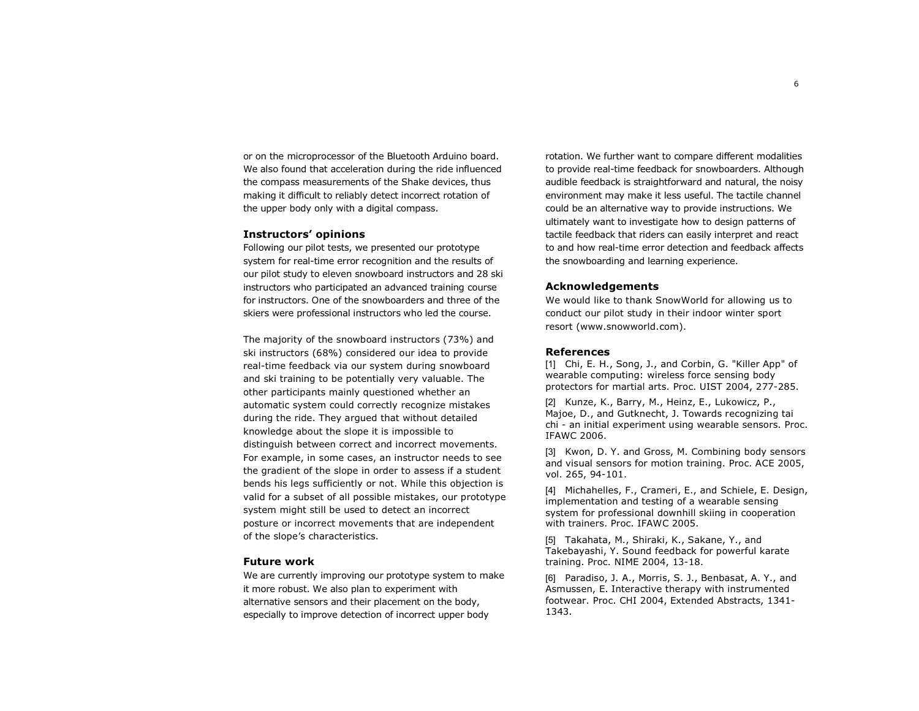or on the microprocessor of the Bluetooth Arduino board. We also found that acceleration during the ride influenced the compass measurements of the Shake devices, thus making it difficult to reliably detect incorrect rotation of the upper body only with a digital compass.

### Instructors' opinions

Following our pilot tests, we presented our prototype system for real-time error recognition and the results of our pilot study to eleven snowboard instructors and 28 ski instructors who participated an advanced training course for instructors. One of the snowboarders and three of the skiers were professional instructors who led the course.

The majority of the snowboard instructors (73%) and ski instructors (68%) considered our idea to provide real-time feedback via our system during snowboard and ski training to be potentially very valuable. The other participants mainly questioned whether an automatic system could correctly recognize mistakes during the ride. They argued that without detailed knowledge about the slope it is impossible to distinguish between correct and incorrect movements. For example, in some cases, an instructor needs to see the gradient of the slope in order to assess if a student bends his legs sufficiently or not. While this objection is valid for a subset of all possible mistakes, our prototype system might still be used to detect an incorrect posture or incorrect movements that are independent of the slope's characteristics.

### Future work

We are currently improving our prototype system to make it more robust. We also plan to experiment with alternative sensors and their placement on the body, especially to improve detection of incorrect upper body rotation. We further want to compare different modalities to provide real-time feedback for snowboarders. Although audible feedback is straightforward and natural, the noisy environment may make it less useful. The tactile channel could be an alternative way to provide instructions. We ultimately want to investigate how to design patterns of tactile feedback that riders can easily interpret and react to and how real-time error detection and feedback affects the snowboarding and learning experience.

### Acknowledgements

We would like to thank SnowWorld for allowing us to conduct our pilot study in their indoor winter sport resort (www.snowworld.com).

### References

[1] Chi, E. H., Song, J., and Corbin, G. "Killer App" of wearable computing: wireless force sensing body protectors for martial arts. Proc. UIST 2004, 277-285.

[2] Kunze, K., Barry, M., Heinz, E., Lukowicz, P., Majoe, D., and Gutknecht, J. Towards recognizing tai chi - an initial experiment using wearable sensors. Proc. IFAWC 2006.

[3] Kwon, D. Y. and Gross, M. Combining body sensors and visual sensors for motion training. Proc. ACE 2005, vol. 265, 94-101.

[4] Michahelles, F., Crameri, E., and Schiele, E. Design, implementation and testing of a wearable sensing system for professional downhill skiing in cooperation with trainers. Proc. IFAWC 2005.

[5] Takahata, M., Shiraki, K., Sakane, Y., and Takebayashi, Y. Sound feedback for powerful karate training. Proc. NIME 2004, 13-18.

[6] Paradiso, J. A., Morris, S. J., Benbasat, A. Y., and Asmussen, E. Interactive therapy with instrumented footwear. Proc. CHI 2004, Extended Abstracts, 1341-1343.